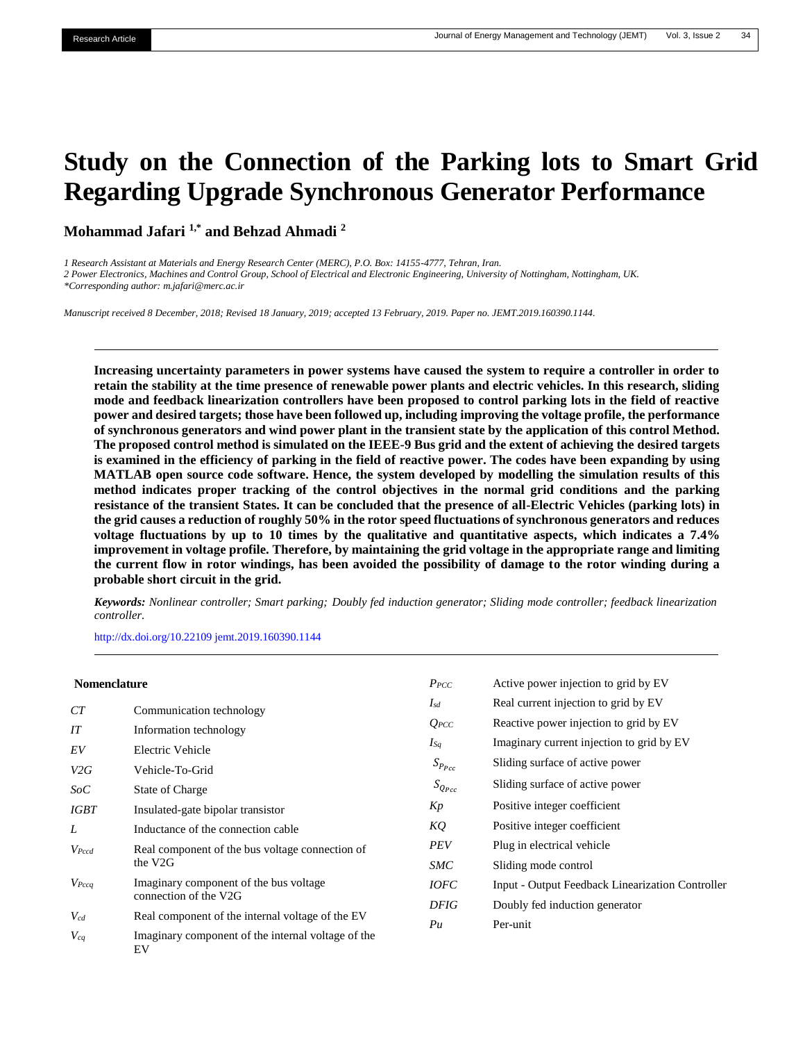Research Article

# Study on the Connection of the Parking lots to Smart Grid Regarding Upgrade Synchronous Generator Performance

**Mohammad Jafari [1,*] and Behzad Ahmadi [2]**

*1 Research Assistant at Materials and Energy Research Center (MERC), P.O. Box: 14155-4777, Tehran, Iran.*
*2 Power Electronics, Machines and Control Group, School of Electrical and Electronic Engineering, University of Nottingham, Nottingham, UK.*
*\*Corresponding author: m.jafari@merc.ac.ir*

*Manuscript received 8 December, 2018; Revised 18 January, 2019; accepted 13 February, 2019. Paper no. JEMT.2019.160390.1144.*

**Increasing uncertainty parameters in power systems have caused the system to require a controller in order to retain the stability at the time presence of renewable power plants and electric vehicles. In this research, sliding mode and feedback linearization controllers have been proposed to control parking lots in the field of reactive power and desired targets; those have been followed up, including improving the voltage profile, the performance of synchronous generators and wind power plant in the transient state by the application of this control Method. The proposed control method is simulated on the IEEE-9 Bus grid and the extent of achieving the desired targets is examined in the efficiency of parking in the field of reactive power. The codes have been expanding by using MATLAB open source code software. Hence, the system developed by modelling the simulation results of this method indicates proper tracking of the control objectives in the normal grid conditions and the parking resistance of the transient States. It can be concluded that the presence of all-Electric Vehicles (parking lots) in the grid causes a reduction of roughly 50% in the rotor speed fluctuations of synchronous generators and reduces voltage fluctuations by up to 10 times by the qualitative and quantitative aspects, which indicates a 7.4% improvement in voltage profile. Therefore, by maintaining the grid voltage in the appropriate range and limiting the current flow in rotor windings, has been avoided the possibility of damage to the rotor winding during a probable short circuit in the grid.**

***Keywords:*** *Nonlinear controller; Smart parking; Doubly fed induction generator; Sliding mode controller; feedback linearization controller.*

http://dx.doi.org/10.22109 jemt.2019.160390.1144

**Nomenclature**

| | |
|---|---|
| *CT* | Communication technology |
| *IT* | Information technology |
| *EV* | Electric Vehicle |
| *V2G* | Vehicle-To-Grid |
| *SoC* | State of Charge |
| *IGBT* | Insulated-gate bipolar transistor |
| *L* | Inductance of the connection cable |
| $V_{Pccd}$ | Real component of the bus voltage connection of the V2G |
| $V_{Pccq}$ | Imaginary component of the bus voltage connection of the V2G |
| $V_{cd}$ | Real component of the internal voltage of the EV |
| $V_{cq}$ | Imaginary component of the internal voltage of the EV |
| $P_{PCC}$ | Active power injection to grid by EV |
| $I_{sd}$ | Real current injection to grid by EV |
| $Q_{PCC}$ | Reactive power injection to grid by EV |
| $I_{Sq}$ | Imaginary current injection to grid by EV |
| $S_{P_{Pcc}}$ | Sliding surface of active power |
| $S_{Q_{Pcc}}$ | Sliding surface of active power |
| *Kp* | Positive integer coefficient |
| *KQ* | Positive integer coefficient |
| *PEV* | Plug in electrical vehicle |
| *SMC* | Sliding mode control |
| *IOFC* | Input - Output Feedback Linearization Controller |
| *DFIG* | Doubly fed induction generator |
| *Pu* | Per-unit |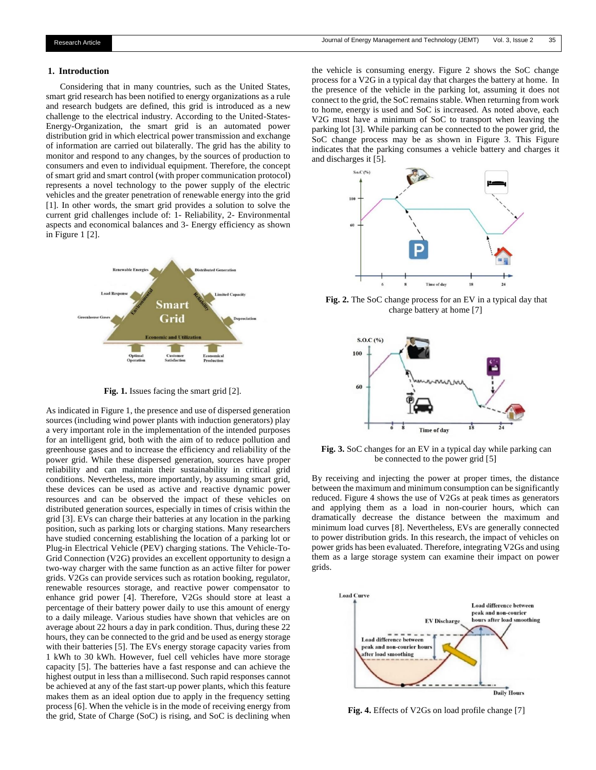## 1. Introduction

Considering that in many countries, such as the United States, smart grid research has been notified to energy organizations as a rule and research budgets are defined, this grid is introduced as a new challenge to the electrical industry. According to the United-States-Energy-Organization, the smart grid is an automated power distribution grid in which electrical power transmission and exchange of information are carried out bilaterally. The grid has the ability to monitor and respond to any changes, by the sources of production to consumers and even to individual equipment. Therefore, the concept of smart grid and smart control (with proper communication protocol) represents a novel technology to the power supply of the electric vehicles and the greater penetration of renewable energy into the grid [1]. In other words, the smart grid provides a solution to solve the current grid challenges include of: 1- Reliability, 2- Environmental aspects and economical balances and 3- Energy efficiency as shown in Figure 1 [2].

**Fig. 1.** Issues facing the smart grid [2].

As indicated in Figure 1, the presence and use of dispersed generation sources (including wind power plants with induction generators) play a very important role in the implementation of the intended purposes for an intelligent grid, both with the aim of to reduce pollution and greenhouse gases and to increase the efficiency and reliability of the power grid. While these dispersed generation, sources have proper reliability and can maintain their sustainability in critical grid conditions. Nevertheless, more importantly, by assuming smart grid, these devices can be used as active and reactive dynamic power resources and can be observed the impact of these vehicles on distributed generation sources, especially in times of crisis within the grid [3]. EVs can charge their batteries at any location in the parking position, such as parking lots or charging stations. Many researchers have studied concerning establishing the location of a parking lot or Plug-in Electrical Vehicle (PEV) charging stations. The Vehicle-To-Grid Connection (V2G) provides an excellent opportunity to design a two-way charger with the same function as an active filter for power grids. V2Gs can provide services such as rotation booking, regulator, renewable resources storage, and reactive power compensator to enhance grid power [4]. Therefore, V2Gs should store at least a percentage of their battery power daily to use this amount of energy to a daily mileage. Various studies have shown that vehicles are on average about 22 hours a day in park condition. Thus, during these 22 hours, they can be connected to the grid and be used as energy storage with their batteries [5]. The EVs energy storage capacity varies from 1 kWh to 30 kWh. However, fuel cell vehicles have more storage capacity [5]. The batteries have a fast response and can achieve the highest output in less than a millisecond. Such rapid responses cannot be achieved at any of the fast start-up power plants, which this feature makes them as an ideal option due to apply in the frequency setting process [6]. When the vehicle is in the mode of receiving energy from the grid, State of Charge (SoC) is rising, and SoC is declining when the vehicle is consuming energy. Figure 2 shows the SoC change process for a V2G in a typical day that charges the battery at home. In the presence of the vehicle in the parking lot, assuming it does not connect to the grid, the SoC remains stable. When returning from work to home, energy is used and SoC is increased. As noted above, each V2G must have a minimum of SoC to transport when leaving the parking lot [3]. While parking can be connected to the power grid, the SoC change process may be as shown in Figure 3. This Figure indicates that the parking consumes a vehicle battery and charges it and discharges it [5].

**Fig. 2.** The SoC change process for an EV in a typical day that charge battery at home [7]

**Fig. 3.** SoC changes for an EV in a typical day while parking can be connected to the power grid [5]

By receiving and injecting the power at proper times, the distance between the maximum and minimum consumption can be significantly reduced. Figure 4 shows the use of V2Gs at peak times as generators and applying them as a load in non-courier hours, which can dramatically decrease the distance between the maximum and minimum load curves [8]. Nevertheless, EVs are generally connected to power distribution grids. In this research, the impact of vehicles on power grids has been evaluated. Therefore, integrating V2Gs and using them as a large storage system can examine their impact on power grids.

**Fig. 4.** Effects of V2Gs on load profile change [7]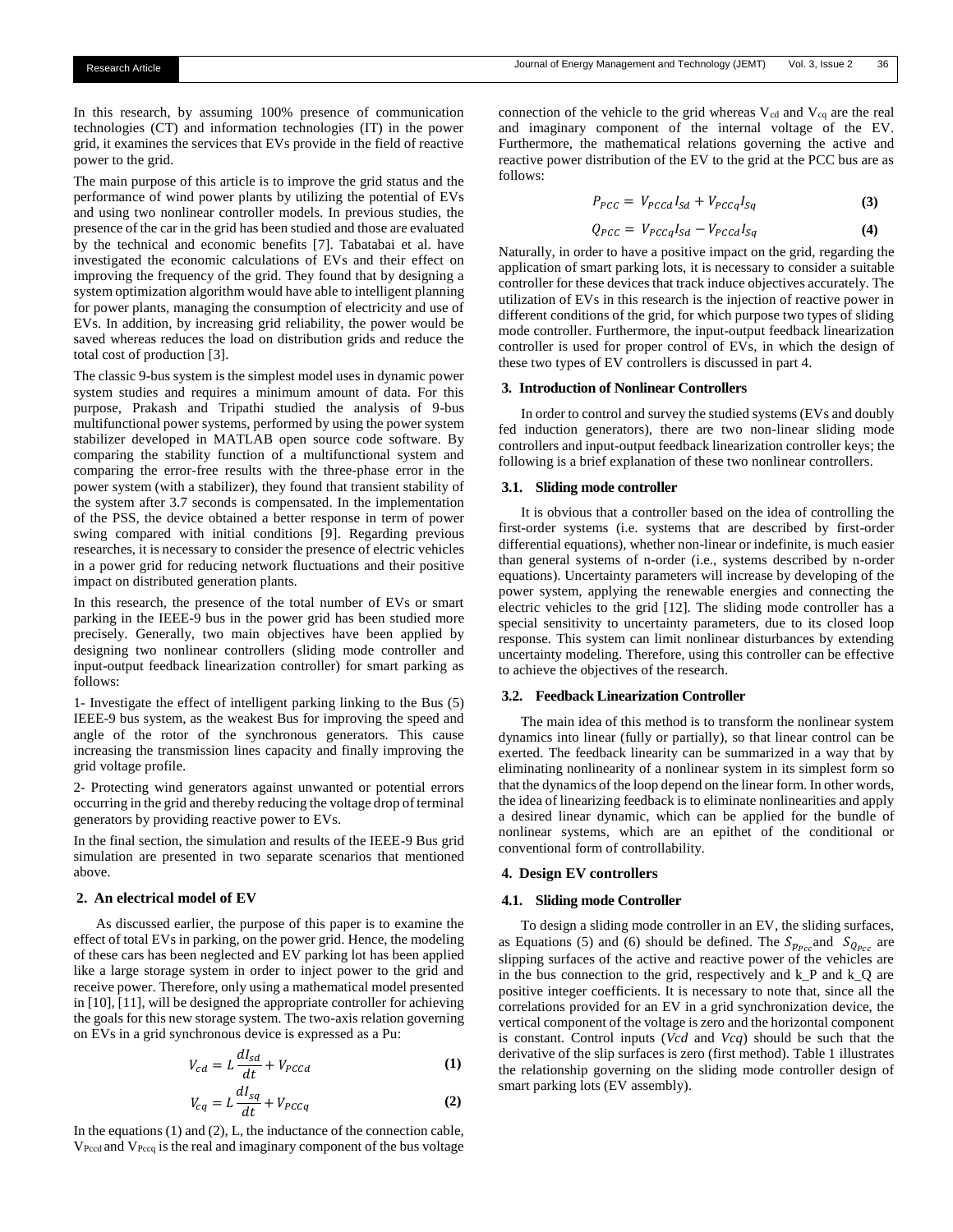In this research, by assuming 100% presence of communication technologies (CT) and information technologies (IT) in the power grid, it examines the services that EVs provide in the field of reactive power to the grid.

The main purpose of this article is to improve the grid status and the performance of wind power plants by utilizing the potential of EVs and using two nonlinear controller models. In previous studies, the presence of the car in the grid has been studied and those are evaluated by the technical and economic benefits [7]. Tabatabai et al. have investigated the economic calculations of EVs and their effect on improving the frequency of the grid. They found that by designing a system optimization algorithm would have able to intelligent planning for power plants, managing the consumption of electricity and use of EVs. In addition, by increasing grid reliability, the power would be saved whereas reduces the load on distribution grids and reduce the total cost of production [3].

The classic 9-bus system is the simplest model uses in dynamic power system studies and requires a minimum amount of data. For this purpose, Prakash and Tripathi studied the analysis of 9-bus multifunctional power systems, performed by using the power system stabilizer developed in MATLAB open source code software. By comparing the stability function of a multifunctional system and comparing the error-free results with the three-phase error in the power system (with a stabilizer), they found that transient stability of the system after 3.7 seconds is compensated. In the implementation of the PSS, the device obtained a better response in term of power swing compared with initial conditions [9]. Regarding previous researches, it is necessary to consider the presence of electric vehicles in a power grid for reducing network fluctuations and their positive impact on distributed generation plants.

In this research, the presence of the total number of EVs or smart parking in the IEEE-9 bus in the power grid has been studied more precisely. Generally, two main objectives have been applied by designing two nonlinear controllers (sliding mode controller and input-output feedback linearization controller) for smart parking as follows:

1- Investigate the effect of intelligent parking linking to the Bus (5) IEEE-9 bus system, as the weakest Bus for improving the speed and angle of the rotor of the synchronous generators. This cause increasing the transmission lines capacity and finally improving the grid voltage profile.

2- Protecting wind generators against unwanted or potential errors occurring in the grid and thereby reducing the voltage drop of terminal generators by providing reactive power to EVs.

In the final section, the simulation and results of the IEEE-9 Bus grid simulation are presented in two separate scenarios that mentioned above.

## 2. An electrical model of EV

As discussed earlier, the purpose of this paper is to examine the effect of total EVs in parking, on the power grid. Hence, the modeling of these cars has been neglected and EV parking lot has been applied like a large storage system in order to inject power to the grid and receive power. Therefore, only using a mathematical model presented in [10], [11], will be designed the appropriate controller for achieving the goals for this new storage system. The two-axis relation governing on EVs in a grid synchronous device is expressed as a Pu:

$$V_{cd} = L\frac{dI_{sd}}{dt} + V_{PCCd} \tag{1}$$

$$V_{cq} = L\frac{dI_{sq}}{dt} + V_{PCCq} \tag{2}$$

In the equations (1) and (2), L, the inductance of the connection cable, $V_{Pccd}$ and $V_{Pccq}$ is the real and imaginary component of the bus voltage connection of the vehicle to the grid whereas $V_{cd}$ and $V_{cq}$ are the real and imaginary component of the internal voltage of the EV. Furthermore, the mathematical relations governing the active and reactive power distribution of the EV to the grid at the PCC bus are as follows:

$$P_{PCC} = V_{PCCd}I_{Sd} + V_{PCCq}I_{Sq} \tag{3}$$

$$Q_{PCC} = V_{PCCq}I_{Sd} - V_{PCCd}I_{Sq} \tag{4}$$

Naturally, in order to have a positive impact on the grid, regarding the application of smart parking lots, it is necessary to consider a suitable controller for these devices that track induce objectives accurately. The utilization of EVs in this research is the injection of reactive power in different conditions of the grid, for which purpose two types of sliding mode controller. Furthermore, the input-output feedback linearization controller is used for proper control of EVs, in which the design of these two types of EV controllers is discussed in part 4.

## 3. Introduction of Nonlinear Controllers

In order to control and survey the studied systems (EVs and doubly fed induction generators), there are two non-linear sliding mode controllers and input-output feedback linearization controller keys; the following is a brief explanation of these two nonlinear controllers.

### 3.1. Sliding mode controller

It is obvious that a controller based on the idea of controlling the first-order systems (i.e. systems that are described by first-order differential equations), whether non-linear or indefinite, is much easier than general systems of n-order (i.e., systems described by n-order equations). Uncertainty parameters will increase by developing of the power system, applying the renewable energies and connecting the electric vehicles to the grid [12]. The sliding mode controller has a special sensitivity to uncertainty parameters, due to its closed loop response. This system can limit nonlinear disturbances by extending uncertainty modeling. Therefore, using this controller can be effective to achieve the objectives of the research.

### 3.2. Feedback Linearization Controller

The main idea of this method is to transform the nonlinear system dynamics into linear (fully or partially), so that linear control can be exerted. The feedback linearity can be summarized in a way that by eliminating nonlinearity of a nonlinear system in its simplest form so that the dynamics of the loop depend on the linear form. In other words, the idea of linearizing feedback is to eliminate nonlinearities and apply a desired linear dynamic, which can be applied for the bundle of nonlinear systems, which are an epithet of the conditional or conventional form of controllability.

## 4. Design EV controllers

### 4.1. Sliding mode Controller

To design a sliding mode controller in an EV, the sliding surfaces, as Equations (5) and (6) should be defined. The $S_{P_{Pcc}}$ and $S_{Q_{Pcc}}$ are slipping surfaces of the active and reactive power of the vehicles are in the bus connection to the grid, respectively and k_P and k_Q are positive integer coefficients. It is necessary to note that, since all the correlations provided for an EV in a grid synchronization device, the vertical component of the voltage is zero and the horizontal component is constant. Control inputs (*Vcd* and *Vcq*) should be such that the derivative of the slip surfaces is zero (first method). Table 1 illustrates the relationship governing on the sliding mode controller design of smart parking lots (EV assembly).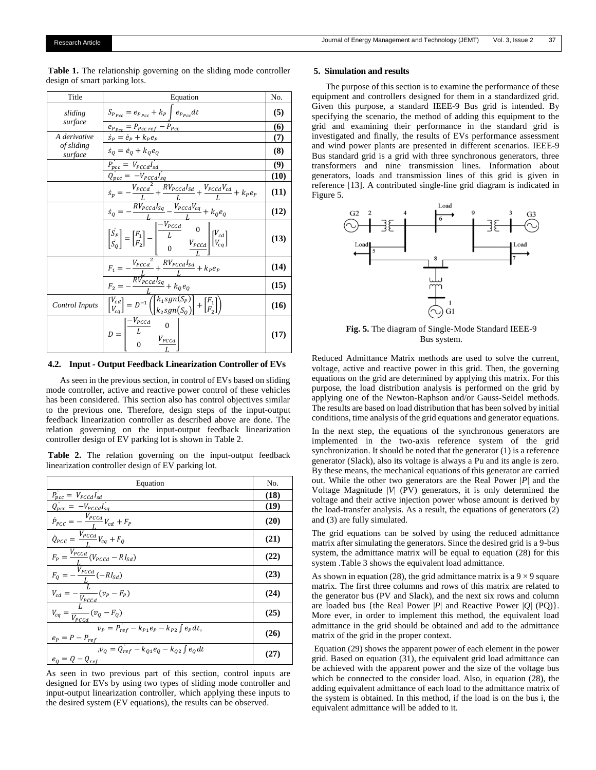**Table 1.** The relationship governing on the sliding mode controller design of smart parking lots.

| Title | Equation | No. |
|---|---|---|
| *sliding surface* | $S_{P_{Pcc}} = e_{P_{Pcc}} + k_P \int e_{P_{Pcc}} dt$ | **(5)** |
| | $e_{P_{Pcc}} = P_{Pcc\,ref} - P_{Pcc}$ | **(6)** |
| *A derivative of sliding surface* | $\dot{s}_P = \dot{e}_P + k_P e_P$ | **(7)** |
| | $\dot{s}_Q = \dot{e}_Q + k_Q e_Q$ | **(8)** |
| | $\dot{P_{pcc}} = V_{PCCd} \dot{I_{sd}}$ | **(9)** |
| | $\dot{Q_{pcc}} = -V_{PCCd} \dot{I_{sq}}$ | **(10)** |
| | $\dot{s}_p = -\frac{V_{PCCd}^{\;2}}{L} + \frac{RV_{PCCd} I_{Sd}}{L} + \frac{V_{PCCd} V_{cd}}{L} + k_P e_P$ | **(11)** |
| | $\dot{s}_Q = -\frac{RV_{PCCd} I_{Sq}}{L} - \frac{V_{PCCd} V_{cq}}{L} + k_Q e_Q$ | **(12)** |
| | $\begin{bmatrix} \dot{S_P} \\ \dot{S_Q} \end{bmatrix} = \begin{bmatrix} F_1 \\ F_2 \end{bmatrix} - \begin{bmatrix} \frac{-V_{PCCd}}{L} & 0 \\ 0 & \frac{V_{PCCd}}{L} \end{bmatrix} \begin{bmatrix} V_{cd} \\ V_{cq} \end{bmatrix}$ | **(13)** |
| | $F_1 = -\frac{V_{PCCd}^{\;2}}{L} + \frac{RV_{PCCd} I_{Sd}}{L} + k_P e_P$ | **(14)** |
| | $F_2 = -\frac{RV_{PCCd} I_{Sq}}{L} + k_Q e_Q$ | **(15)** |
| *Control Inputs* | $\begin{bmatrix} V_{cd} \\ V_{cq} \end{bmatrix} = D^{-1} \left( \begin{bmatrix} k_1 sgn(S_P) \\ k_2 sgn(S_Q) \end{bmatrix} + \begin{bmatrix} F_1 \\ F_2 \end{bmatrix} \right)$ | **(16)** |
| | $D = \begin{bmatrix} \frac{-V_{PCCd}}{L} & 0 \\ 0 & \frac{V_{PCCd}}{L} \end{bmatrix}$ | **(17)** |

### 4.2. Input - Output Feedback Linearization Controller of EVs

As seen in the previous section, in control of EVs based on sliding mode controller, active and reactive power control of these vehicles has been considered. This section also has control objectives similar to the previous one. Therefore, design steps of the input-output feedback linearization controller as described above are done. The relation governing on the input-output feedback linearization controller design of EV parking lot is shown in Table 2.

**Table 2.** The relation governing on the input-output feedback linearization controller design of EV parking lot.

| Equation | No. |
|---|---|
| $\dot{P_{pcc}} = V_{PCCd} \dot{I_{sd}}$ | **(18)** |
| $\dot{Q_{pcc}} = -V_{PCCd} \dot{I_{sq}}$ | **(19)** |
| $\dot{P}_{PCC} = -\frac{V_{PCCd}}{L} V_{cd} + F_P$ | **(20)** |
| $\dot{Q}_{PCC} = \frac{V_{PCCd}}{L} V_{cq} + F_Q$ | **(21)** |
| $F_P = \frac{V_{PCCd}}{L} (V_{PCCd} - RI_{Sd})$ | **(22)** |
| $F_Q = -\frac{V_{PCCd}}{L} (-RI_{Sd})$ | **(23)** |
| $V_{cd} = -\frac{L}{V_{PCCd}} (v_P - F_P)$ | **(24)** |
| $V_{cq} = \frac{L}{V_{PCCd}} (v_Q - F_Q)$ | **(25)** |
| $v_P = \dot{P_{ref}} - k_{P1} e_P - k_{P2} \int e_P dt,$ $e_P = P - P_{ref}$ | **(26)** |
| $,v_Q = \dot{Q_{ref}} - k_{Q1} e_Q - k_{Q2} \int e_Q dt$ $e_Q = Q - Q_{ref}$ | **(27)** |

As seen in two previous part of this section, control inputs are designed for EVs by using two types of sliding mode controller and input-output linearization controller, which applying these inputs to the desired system (EV equations), the results can be observed.

## 5. Simulation and results

The purpose of this section is to examine the performance of these equipment and controllers designed for them in a standardized grid. Given this purpose, a standard IEEE-9 Bus grid is intended. By specifying the scenario, the method of adding this equipment to the grid and examining their performance in the standard grid is investigated and finally, the results of EVs performance assessment and wind power plants are presented in different scenarios. IEEE-9 Bus standard grid is a grid with three synchronous generators, three transformers and nine transmission lines. Information about generators, loads and transmission lines of this grid is given in reference [13]. A contributed single-line grid diagram is indicated in Figure 5.

**Fig. 5.** The diagram of Single-Mode Standard IEEE-9 Bus system.

Reduced Admittance Matrix methods are used to solve the current, voltage, active and reactive power in this grid. Then, the governing equations on the grid are determined by applying this matrix. For this purpose, the load distribution analysis is performed on the grid by applying one of the Newton-Raphson and/or Gauss-Seidel methods. The results are based on load distribution that has been solved by initial conditions, time analysis of the grid equations and generator equations.

In the next step, the equations of the synchronous generators are implemented in the two-axis reference system of the grid synchronization. It should be noted that the generator (1) is a reference generator (Slack), also its voltage is always a Pu and its angle is zero. By these means, the mechanical equations of this generator are carried out. While the other two generators are the Real Power $|P|$ and the Voltage Magnitude $|V|$ (PV) generators, it is only determined the voltage and their active injection power whose amount is derived by the load-transfer analysis. As a result, the equations of generators (2) and (3) are fully simulated.

The grid equations can be solved by using the reduced admittance matrix after simulating the generators. Since the desired grid is a 9-bus system, the admittance matrix will be equal to equation (28) for this system .Table 3 shows the equivalent load admittance.

As shown in equation (28), the grid admittance matrix is a $9 \times 9$ square matrix. The first three columns and rows of this matrix are related to the generator bus (PV and Slack), and the next six rows and column are loaded bus {the Real Power $|P|$ and Reactive Power $|Q|$ (PQ)}. More ever, in order to implement this method, the equivalent load admittance in the grid should be obtained and add to the admittance matrix of the grid in the proper context.

Equation (29) shows the apparent power of each element in the power grid. Based on equation (31), the equivalent grid load admittance can be achieved with the apparent power and the size of the voltage bus which be connected to the consider load. Also, in equation (28), the adding equivalent admittance of each load to the admittance matrix of the system is obtained. In this method, if the load is on the bus i, the equivalent admittance will be added to it.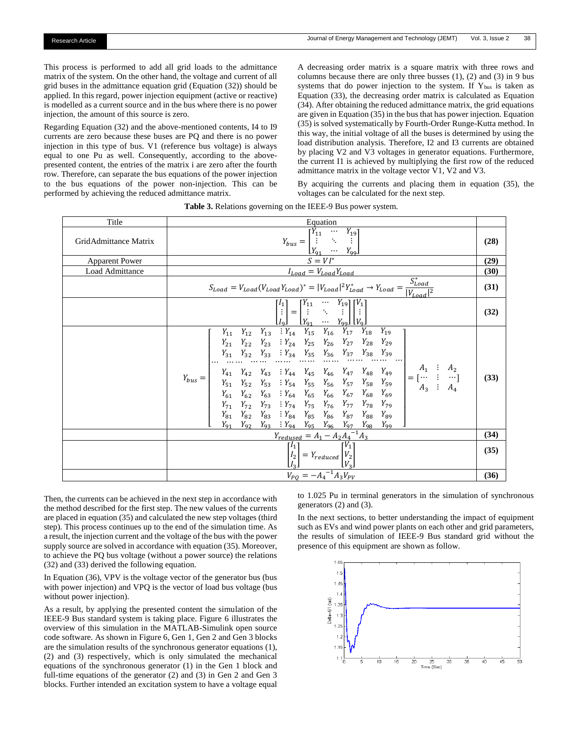This process is performed to add all grid loads to the admittance matrix of the system. On the other hand, the voltage and current of all grid buses in the admittance equation grid (Equation (32)) should be applied. In this regard, power injection equipment (active or reactive) is modelled as a current source and in the bus where there is no power injection, the amount of this source is zero.

Regarding Equation (32) and the above-mentioned contents, I4 to I9 currents are zero because these buses are PQ and there is no power injection in this type of bus. V1 (reference bus voltage) is always equal to one Pu as well. Consequently, according to the above-presented content, the entries of the matrix i are zero after the fourth row. Therefore, can separate the bus equations of the power injection to the bus equations of the power non-injection. This can be performed by achieving the reduced admittance matrix.

A decreasing order matrix is a square matrix with three rows and columns because there are only three busses (1), (2) and (3) in 9 bus systems that do power injection to the system. If $Y_{bus}$ is taken as Equation (33), the decreasing order matrix is calculated as Equation (34). After obtaining the reduced admittance matrix, the grid equations are given in Equation (35) in the bus that has power injection. Equation (35) is solved systematically by Fourth-Order Runge-Kutta method. In this way, the initial voltage of all the buses is determined by using the load distribution analysis. Therefore, I2 and I3 currents are obtained by placing V2 and V3 voltages in generator equations. Furthermore, the current I1 is achieved by multiplying the first row of the reduced admittance matrix in the voltage vector V1, V2 and V3.

By acquiring the currents and placing them in equation (35), the voltages can be calculated for the next step.

**Table 3.** Relations governing on the IEEE-9 Bus power system.

| Title | Equation | |
|---|---|---|
| GridAdmittance Matrix | $Y_{bus} = \begin{bmatrix} Y_{11} & \cdots & Y_{19} \\ \vdots & \ddots & \vdots \\ Y_{91} & \cdots & Y_{99} \end{bmatrix}$ | **(28)** |
| Apparent Power | $S = VI^*$ | **(29)** |
| Load Admittance | $I_{Load} = V_{Load} Y_{Load}$ | **(30)** |
| | $S_{Load} = V_{Load}(V_{Load} Y_{Load})^* = \lvert V_{Load}\rvert^2 Y_{Load}^* \rightarrow Y_{Load} = \dfrac{S_{Load}^*}{\lvert V_{Load}\rvert^2}$ | **(31)** |
| | $\begin{bmatrix} I_1 \\ \vdots \\ I_9 \end{bmatrix} = \begin{bmatrix} Y_{11} & \cdots & Y_{19} \\ \vdots & \ddots & \vdots \\ Y_{91} & \cdots & Y_{99} \end{bmatrix} \begin{bmatrix} V_1 \\ \vdots \\ V_9 \end{bmatrix}$ | **(32)** |
| | $Y_{bus} = \left[\begin{array}{ccc\|cccccc} Y_{11} & Y_{12} & Y_{13} & Y_{14} & Y_{15} & Y_{16} & Y_{17} & Y_{18} & Y_{19} \\ Y_{21} & Y_{22} & Y_{23} & Y_{24} & Y_{25} & Y_{26} & Y_{27} & Y_{28} & Y_{29} \\ Y_{31} & Y_{32} & Y_{33} & Y_{34} & Y_{35} & Y_{36} & Y_{37} & Y_{38} & Y_{39} \\ \hline Y_{41} & Y_{42} & Y_{43} & Y_{44} & Y_{45} & Y_{46} & Y_{47} & Y_{48} & Y_{49} \\ Y_{51} & Y_{52} & Y_{53} & Y_{54} & Y_{55} & Y_{56} & Y_{57} & Y_{58} & Y_{59} \\ Y_{61} & Y_{62} & Y_{63} & Y_{64} & Y_{65} & Y_{66} & Y_{67} & Y_{68} & Y_{69} \\ Y_{71} & Y_{72} & Y_{73} & Y_{74} & Y_{75} & Y_{76} & Y_{77} & Y_{78} & Y_{79} \\ Y_{81} & Y_{82} & Y_{83} & Y_{84} & Y_{85} & Y_{86} & Y_{87} & Y_{88} & Y_{89} \\ Y_{91} & Y_{92} & Y_{93} & Y_{94} & Y_{95} & Y_{96} & Y_{97} & Y_{98} & Y_{99} \end{array}\right] = \left[\begin{array}{c\|c} A_1 & A_2 \\ \hline A_3 & A_4 \end{array}\right]$ | **(33)** |
| | $Y_{redused} = A_1 - A_2 {A_4}^{-1} A_3$ | **(34)** |
| | $\begin{bmatrix} I_1 \\ I_2 \\ I_3 \end{bmatrix} = Y_{reduced} \begin{bmatrix} V_1 \\ V_2 \\ V_3 \end{bmatrix}$ | **(35)** |
| | $V_{PQ} = -{A_4}^{-1} A_3 V_{PV}$ | **(36)** |

Then, the currents can be achieved in the next step in accordance with the method described for the first step. The new values of the currents are placed in equation (35) and calculated the new step voltages (third step). This process continues up to the end of the simulation time. As a result, the injection current and the voltage of the bus with the power supply source are solved in accordance with equation (35). Moreover, to achieve the PQ bus voltage (without a power source) the relations (32) and (33) derived the following equation.

In Equation (36), VPV is the voltage vector of the generator bus (bus with power injection) and VPQ is the vector of load bus voltage (bus without power injection).

As a result, by applying the presented content the simulation of the IEEE-9 Bus standard system is taking place. Figure 6 illustrates the overview of this simulation in the MATLAB-Simulink open source code software. As shown in Figure 6, Gen 1, Gen 2 and Gen 3 blocks are the simulation results of the synchronous generator equations (1), (2) and (3) respectively, which is only simulated the mechanical equations of the synchronous generator (1) in the Gen 1 block and full-time equations of the generator (2) and (3) in Gen 2 and Gen 3 blocks. Further intended an excitation system to have a voltage equal to 1.025 Pu in terminal generators in the simulation of synchronous generators (2) and (3).

In the next sections, to better understanding the impact of equipment such as EVs and wind power plants on each other and grid parameters, the results of simulation of IEEE-9 Bus standard grid without the presence of this equipment are shown as follow.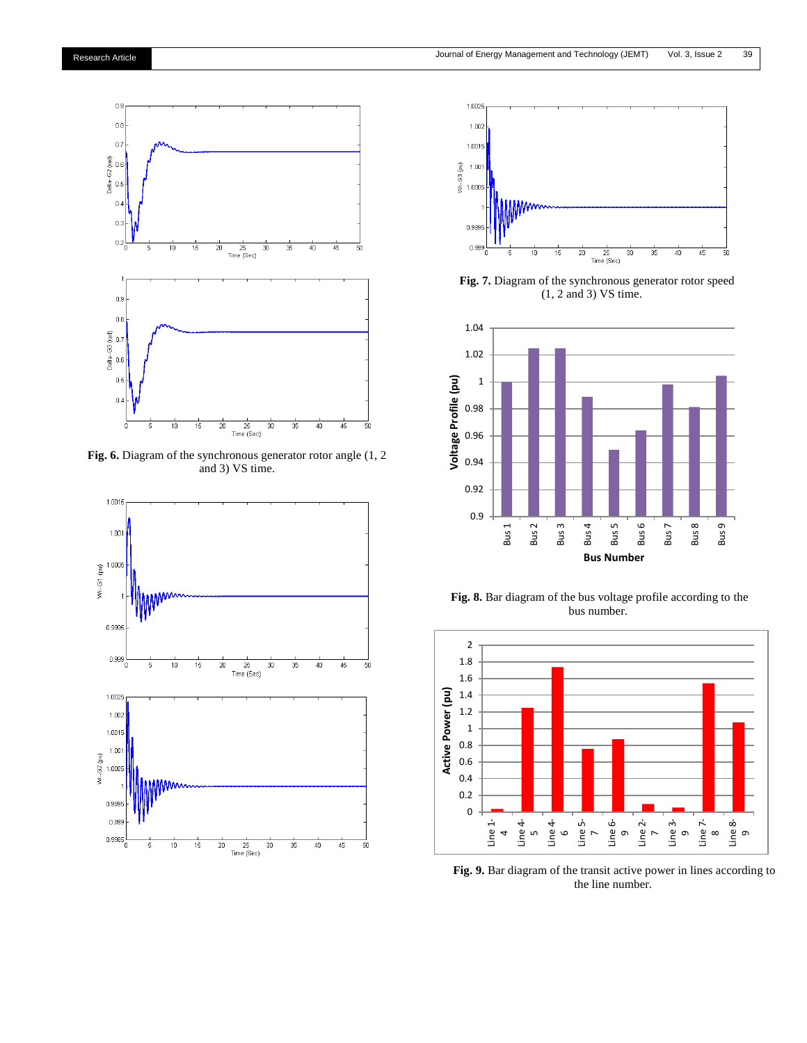**Fig. 6.** Diagram of the synchronous generator rotor angle (1, 2 and 3) VS time.

**Fig. 7.** Diagram of the synchronous generator rotor speed (1, 2 and 3) VS time.

**Fig. 8.** Bar diagram of the bus voltage profile according to the bus number.

**Fig. 9.** Bar diagram of the transit active power in lines according to the line number.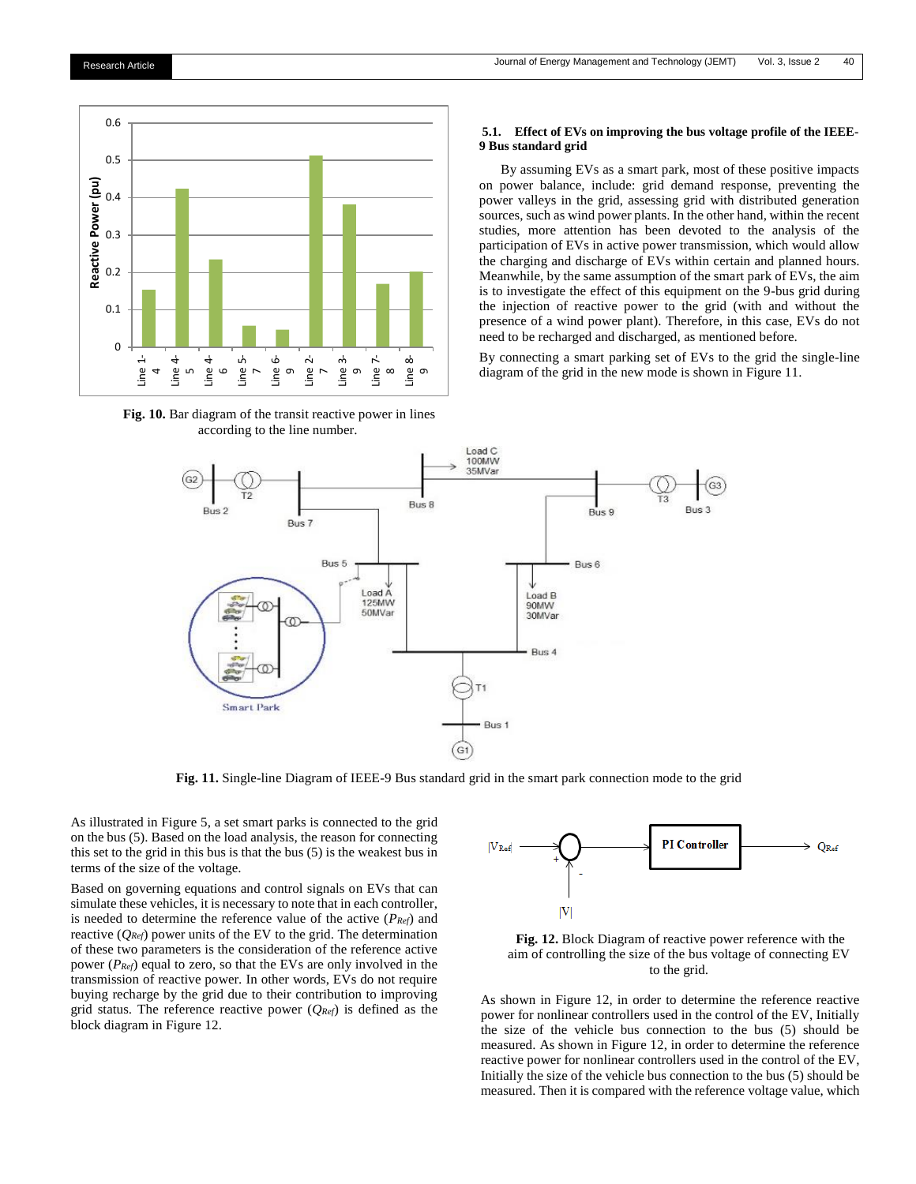Fig. 10. Bar diagram of the transit reactive power in lines according to the line number.

### 5.1. Effect of EVs on improving the bus voltage profile of the IEEE-9 Bus standard grid

By assuming EVs as a smart park, most of these positive impacts on power balance, include: grid demand response, preventing the power valleys in the grid, assessing grid with distributed generation sources, such as wind power plants. In the other hand, within the recent studies, more attention has been devoted to the analysis of the participation of EVs in active power transmission, which would allow the charging and discharge of EVs within certain and planned hours. Meanwhile, by the same assumption of the smart park of EVs, the aim is to investigate the effect of this equipment on the 9-bus grid during the injection of reactive power to the grid (with and without the presence of a wind power plant). Therefore, in this case, EVs do not need to be recharged and discharged, as mentioned before.

By connecting a smart parking set of EVs to the grid the single-line diagram of the grid in the new mode is shown in Figure 11.

**Fig. 11.** Single-line Diagram of IEEE-9 Bus standard grid in the smart park connection mode to the grid

As illustrated in Figure 5, a set smart parks is connected to the grid on the bus (5). Based on the load analysis, the reason for connecting this set to the grid in this bus is that the bus (5) is the weakest bus in terms of the size of the voltage.

Based on governing equations and control signals on EVs that can simulate these vehicles, it is necessary to note that in each controller, is needed to determine the reference value of the active ($P_{Ref}$) and reactive ($Q_{Ref}$) power units of the EV to the grid. The determination of these two parameters is the consideration of the reference active power ($P_{Ref}$) equal to zero, so that the EVs are only involved in the transmission of reactive power. In other words, EVs do not require buying recharge by the grid due to their contribution to improving grid status. The reference reactive power ($Q_{Ref}$) is defined as the block diagram in Figure 12.

**Fig. 12.** Block Diagram of reactive power reference with the aim of controlling the size of the bus voltage of connecting EV to the grid.

As shown in Figure 12, in order to determine the reference reactive power for nonlinear controllers used in the control of the EV, Initially the size of the vehicle bus connection to the bus (5) should be measured. As shown in Figure 12, in order to determine the reference reactive power for nonlinear controllers used in the control of the EV, Initially the size of the vehicle bus connection to the bus (5) should be measured. Then it is compared with the reference voltage value, which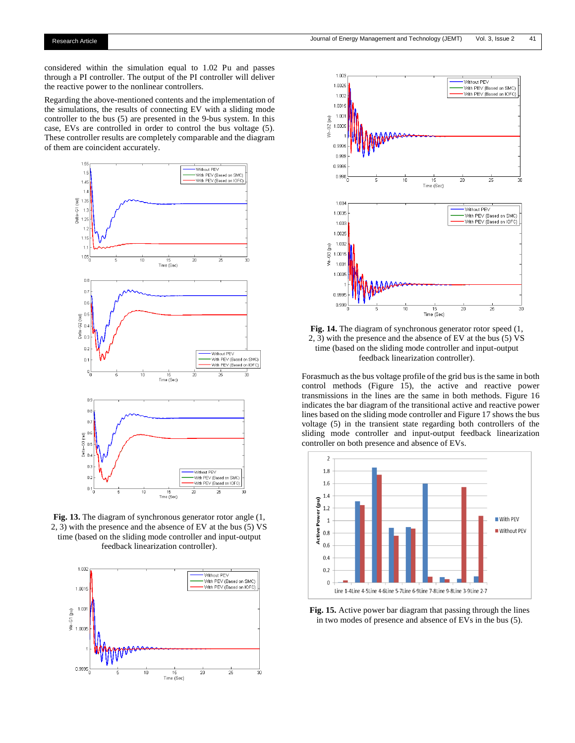considered within the simulation equal to 1.02 Pu and passes through a PI controller. The output of the PI controller will deliver the reactive power to the nonlinear controllers.

Regarding the above-mentioned contents and the implementation of the simulations, the results of connecting EV with a sliding mode controller to the bus (5) are presented in the 9-bus system. In this case, EVs are controlled in order to control the bus voltage (5). These controller results are completely comparable and the diagram of them are coincident accurately.

**Fig. 13.** The diagram of synchronous generator rotor angle (1, 2, 3) with the presence and the absence of EV at the bus (5) VS time (based on the sliding mode controller and input-output feedback linearization controller).

**Fig. 14.** The diagram of synchronous generator rotor speed (1, 2, 3) with the presence and the absence of EV at the bus (5) VS time (based on the sliding mode controller and input-output feedback linearization controller).

Forasmuch as the bus voltage profile of the grid bus is the same in both control methods (Figure 15), the active and reactive power transmissions in the lines are the same in both methods. Figure 16 indicates the bar diagram of the transitional active and reactive power lines based on the sliding mode controller and Figure 17 shows the bus voltage (5) in the transient state regarding both controllers of the sliding mode controller and input-output feedback linearization controller on both presence and absence of EVs.

**Fig. 15.** Active power bar diagram that passing through the lines in two modes of presence and absence of EVs in the bus (5).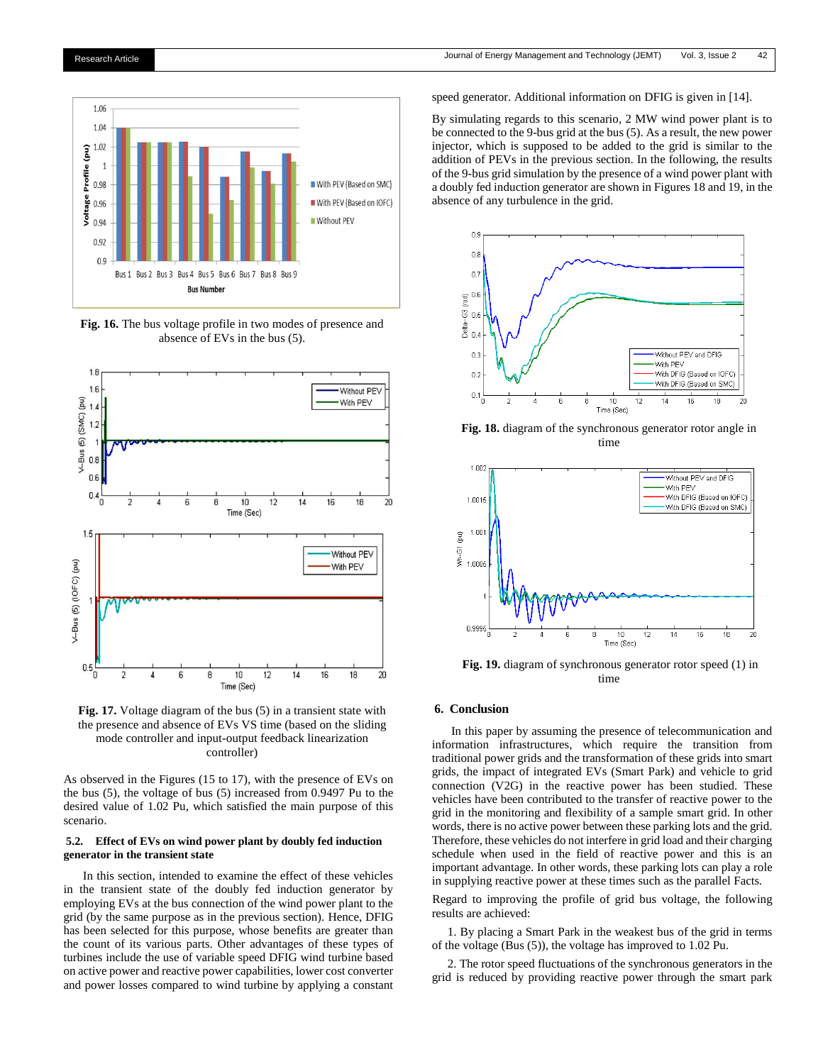Fig. 16. The bus voltage profile in two modes of presence and absence of EVs in the bus (5).

Fig. 17. Voltage diagram of the bus (5) in a transient state with the presence and absence of EVs VS time (based on the sliding mode controller and input-output feedback linearization controller)

As observed in the Figures (15 to 17), with the presence of EVs on the bus (5), the voltage of bus (5) increased from 0.9497 Pu to the desired value of 1.02 Pu, which satisfied the main purpose of this scenario.

### 5.2. Effect of EVs on wind power plant by doubly fed induction generator in the transient state

In this section, intended to examine the effect of these vehicles in the transient state of the doubly fed induction generator by employing EVs at the bus connection of the wind power plant to the grid (by the same purpose as in the previous section). Hence, DFIG has been selected for this purpose, whose benefits are greater than the count of its various parts. Other advantages of these types of turbines include the use of variable speed DFIG wind turbine based on active power and reactive power capabilities, lower cost converter and power losses compared to wind turbine by applying a constant speed generator. Additional information on DFIG is given in [14].

By simulating regards to this scenario, 2 MW wind power plant is to be connected to the 9-bus grid at the bus (5). As a result, the new power injector, which is supposed to be added to the grid is similar to the addition of PEVs in the previous section. In the following, the results of the 9-bus grid simulation by the presence of a wind power plant with a doubly fed induction generator are shown in Figures 18 and 19, in the absence of any turbulence in the grid.

Fig. 18. diagram of the synchronous generator rotor angle in time

Fig. 19. diagram of synchronous generator rotor speed (1) in time

## 6. Conclusion

In this paper by assuming the presence of telecommunication and information infrastructures, which require the transition from traditional power grids and the transformation of these grids into smart grids, the impact of integrated EVs (Smart Park) and vehicle to grid connection (V2G) in the reactive power has been studied. These vehicles have been contributed to the transfer of reactive power to the grid in the monitoring and flexibility of a sample smart grid. In other words, there is no active power between these parking lots and the grid. Therefore, these vehicles do not interfere in grid load and their charging schedule when used in the field of reactive power and this is an important advantage. In other words, these parking lots can play a role in supplying reactive power at these times such as the parallel Facts.

Regard to improving the profile of grid bus voltage, the following results are achieved:

1. By placing a Smart Park in the weakest bus of the grid in terms of the voltage (Bus (5)), the voltage has improved to 1.02 Pu.

2. The rotor speed fluctuations of the synchronous generators in the grid is reduced by providing reactive power through the smart park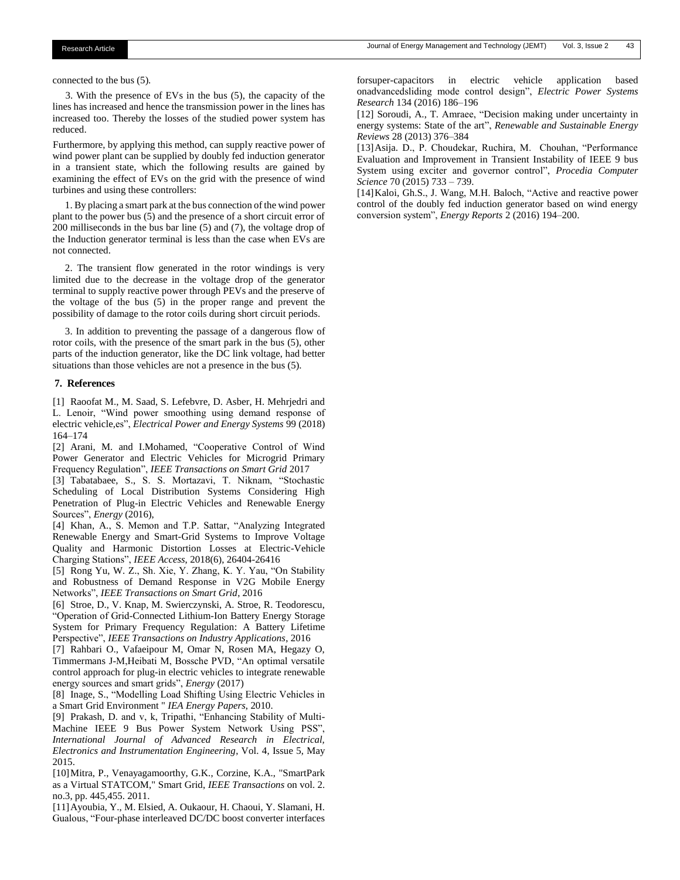connected to the bus (5).

3. With the presence of EVs in the bus (5), the capacity of the lines has increased and hence the transmission power in the lines has increased too. Thereby the losses of the studied power system has reduced.

Furthermore, by applying this method, can supply reactive power of wind power plant can be supplied by doubly fed induction generator in a transient state, which the following results are gained by examining the effect of EVs on the grid with the presence of wind turbines and using these controllers:

1. By placing a smart park at the bus connection of the wind power plant to the power bus (5) and the presence of a short circuit error of 200 milliseconds in the bus bar line (5) and (7), the voltage drop of the Induction generator terminal is less than the case when EVs are not connected.

2. The transient flow generated in the rotor windings is very limited due to the decrease in the voltage drop of the generator terminal to supply reactive power through PEVs and the preserve of the voltage of the bus (5) in the proper range and prevent the possibility of damage to the rotor coils during short circuit periods.

3. In addition to preventing the passage of a dangerous flow of rotor coils, with the presence of the smart park in the bus (5), other parts of the induction generator, like the DC link voltage, had better situations than those vehicles are not a presence in the bus (5).

## 7. References

[1] Raoofat M., M. Saad, S. Lefebvre, D. Asber, H. Mehrjedri and L. Lenoir, "Wind power smoothing using demand response of electric vehicle,es", *Electrical Power and Energy Systems* 99 (2018) 164–174

[2] Arani, M. and I.Mohamed, "Cooperative Control of Wind Power Generator and Electric Vehicles for Microgrid Primary Frequency Regulation", *IEEE Transactions on Smart Grid* 2017

[3] Tabatabaee, S., S. S. Mortazavi, T. Niknam, "Stochastic Scheduling of Local Distribution Systems Considering High Penetration of Plug-in Electric Vehicles and Renewable Energy Sources", *Energy* (2016),

[4] Khan, A., S. Memon and T.P. Sattar, "Analyzing Integrated Renewable Energy and Smart-Grid Systems to Improve Voltage Quality and Harmonic Distortion Losses at Electric-Vehicle Charging Stations", *IEEE Access*, 2018(6), 26404-26416

[5] Rong Yu, W. Z., Sh. Xie, Y. Zhang, K. Y. Yau, "On Stability and Robustness of Demand Response in V2G Mobile Energy Networks", *IEEE Transactions on Smart Grid*, 2016

[6] Stroe, D., V. Knap, M. Swierczynski, A. Stroe, R. Teodorescu, "Operation of Grid-Connected Lithium-Ion Battery Energy Storage System for Primary Frequency Regulation: A Battery Lifetime Perspective", *IEEE Transactions on Industry Applications*, 2016

[7] Rahbari O., Vafaeipour M, Omar N, Rosen MA, Hegazy O, Timmermans J-M,Heibati M, Bossche PVD, "An optimal versatile control approach for plug-in electric vehicles to integrate renewable energy sources and smart grids", *Energy* (2017)

[8] Inage, S., "Modelling Load Shifting Using Electric Vehicles in a Smart Grid Environment " *IEA Energy Papers*, 2010.

[9] Prakash, D. and v, k, Tripathi, "Enhancing Stability of Multi-Machine IEEE 9 Bus Power System Network Using PSS", *International Journal of Advanced Research in Electrical, Electronics and Instrumentation Engineering*, Vol. 4, Issue 5, May 2015.

[10] Mitra, P., Venayagamoorthy, G.K., Corzine, K.A., "SmartPark as a Virtual STATCOM," Smart Grid, *IEEE Transactions* on vol. 2. no.3, pp. 445,455. 2011.

[11] Ayoubia, Y., M. Elsied, A. Oukaour, H. Chaoui, Y. Slamani, H. Gualous, "Four-phase interleaved DC/DC boost converter interfaces forsuper-capacitors in electric vehicle application based onadvancedsliding mode control design", *Electric Power Systems Research* 134 (2016) 186–196

[12] Soroudi, A., T. Amraee, "Decision making under uncertainty in energy systems: State of the art", *Renewable and Sustainable Energy Reviews* 28 (2013) 376–384

[13] Asija. D., P. Choudekar, Ruchira, M. Chouhan, "Performance Evaluation and Improvement in Transient Instability of IEEE 9 bus System using exciter and governor control", *Procedia Computer Science* 70 (2015) 733 – 739.

[14] Kaloi, Gh.S., J. Wang, M.H. Baloch, "Active and reactive power control of the doubly fed induction generator based on wind energy conversion system", *Energy Reports* 2 (2016) 194–200.